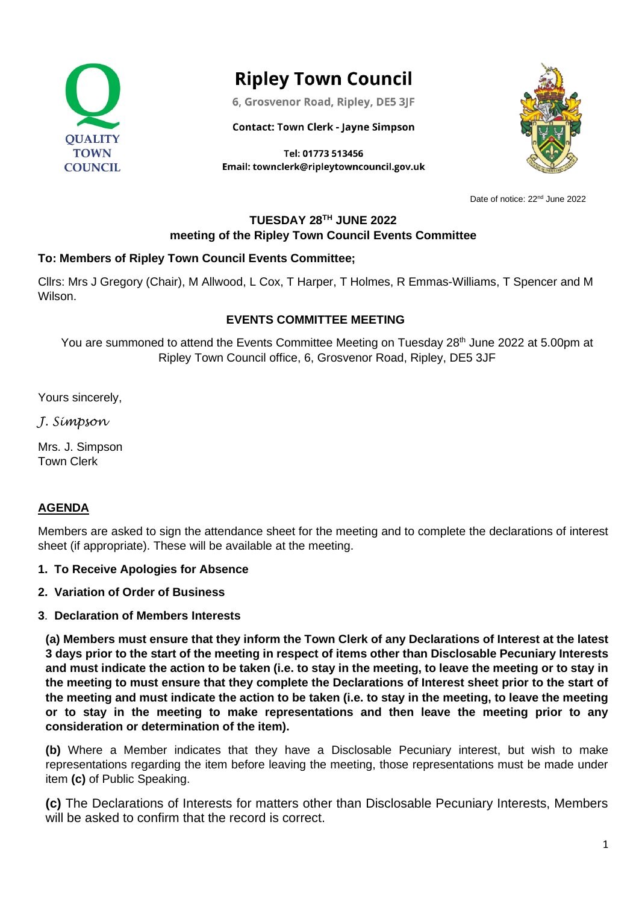QUALITY TOWN COUNCIL

# Ripley Town Council

6, Grosvenor Road, Ripley, DE5 3JF

**Contact: Town Clerk - Jayne Simpson**

**Tel: 01773 513456**
**Email: townclerk@ripleytowncouncil.gov.uk**

Date of notice: 22nd June 2022

**TUESDAY 28TH JUNE 2022**
**meeting of the Ripley Town Council Events Committee**

**To: Members of Ripley Town Council Events Committee;**

Cllrs: Mrs J Gregory (Chair), M Allwood, L Cox, T Harper, T Holmes, R Emmas-Williams, T Spencer and M Wilson.

## EVENTS COMMITTEE MEETING

You are summoned to attend the Events Committee Meeting on Tuesday 28th June 2022 at 5.00pm at Ripley Town Council office, 6, Grosvenor Road, Ripley, DE5 3JF

Yours sincerely,

*J. Simpson*

Mrs. J. Simpson
Town Clerk

## AGENDA

Members are asked to sign the attendance sheet for the meeting and to complete the declarations of interest sheet (if appropriate). These will be available at the meeting.

1. **To Receive Apologies for Absence**
2. **Variation of Order of Business**
3. **Declaration of Members Interests**

**(a) Members must ensure that they inform the Town Clerk of any Declarations of Interest at the latest 3 days prior to the start of the meeting in respect of items other than Disclosable Pecuniary Interests and must indicate the action to be taken (i.e. to stay in the meeting, to leave the meeting or to stay in the meeting to must ensure that they complete the Declarations of Interest sheet prior to the start of the meeting and must indicate the action to be taken (i.e. to stay in the meeting, to leave the meeting or to stay in the meeting to make representations and then leave the meeting prior to any consideration or determination of the item).**

**(b)** Where a Member indicates that they have a Disclosable Pecuniary interest, but wish to make representations regarding the item before leaving the meeting, those representations must be made under item **(c)** of Public Speaking.

**(c)** The Declarations of Interests for matters other than Disclosable Pecuniary Interests, Members will be asked to confirm that the record is correct.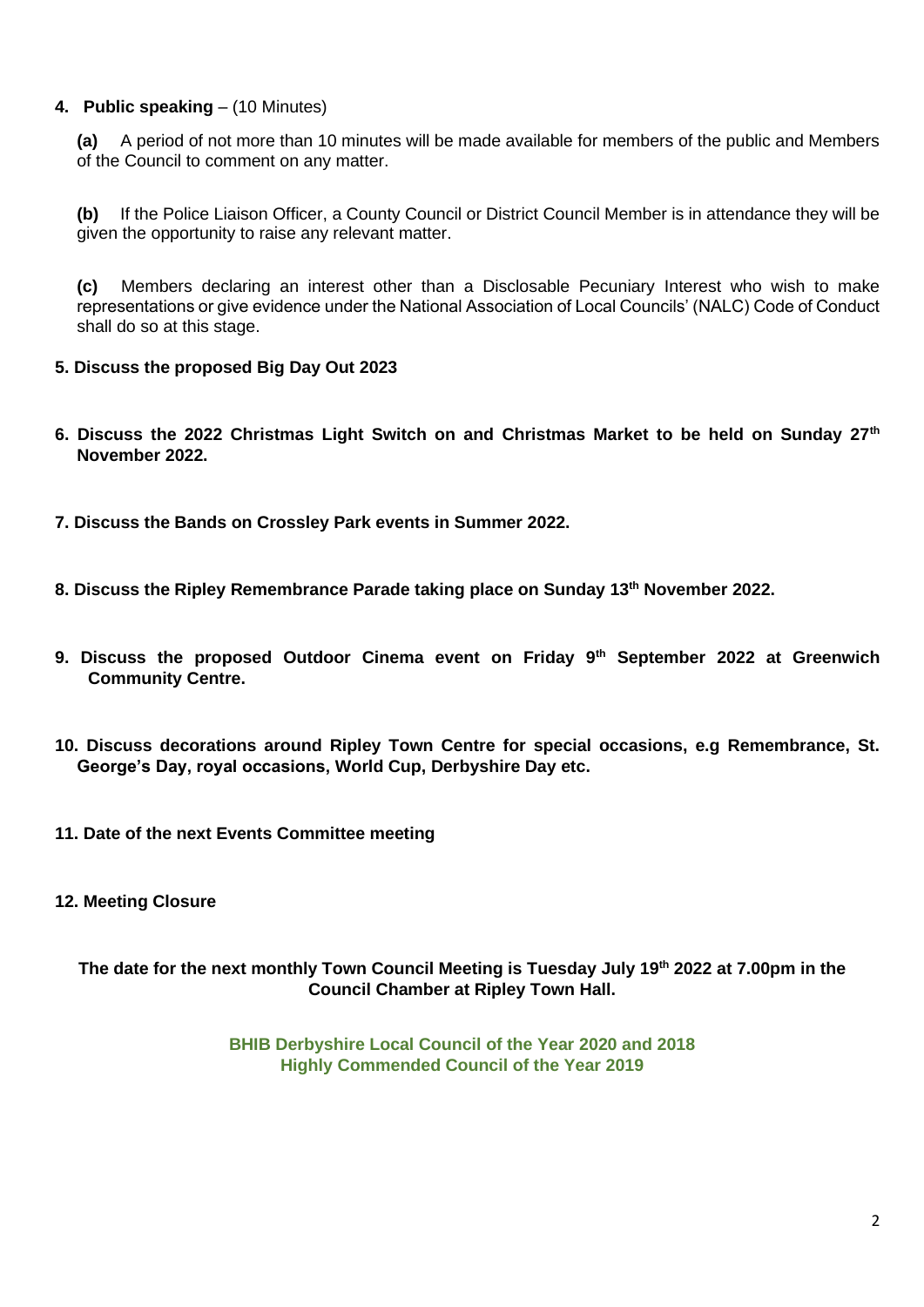**4. Public speaking** – (10 Minutes)

**(a)** A period of not more than 10 minutes will be made available for members of the public and Members of the Council to comment on any matter.

**(b)** If the Police Liaison Officer, a County Council or District Council Member is in attendance they will be given the opportunity to raise any relevant matter.

**(c)** Members declaring an interest other than a Disclosable Pecuniary Interest who wish to make representations or give evidence under the National Association of Local Councils' (NALC) Code of Conduct shall do so at this stage.

**5. Discuss the proposed Big Day Out 2023**

**6. Discuss the 2022 Christmas Light Switch on and Christmas Market to be held on Sunday 27th November 2022.**

**7. Discuss the Bands on Crossley Park events in Summer 2022.**

**8. Discuss the Ripley Remembrance Parade taking place on Sunday 13th November 2022.**

**9. Discuss the proposed Outdoor Cinema event on Friday 9th September 2022 at Greenwich Community Centre.**

**10. Discuss decorations around Ripley Town Centre for special occasions, e.g Remembrance, St. George's Day, royal occasions, World Cup, Derbyshire Day etc.**

**11. Date of the next Events Committee meeting**

**12. Meeting Closure**

**The date for the next monthly Town Council Meeting is Tuesday July 19th 2022 at 7.00pm in the Council Chamber at Ripley Town Hall.**

**BHIB Derbyshire Local Council of the Year 2020 and 2018**
**Highly Commended Council of the Year 2019**